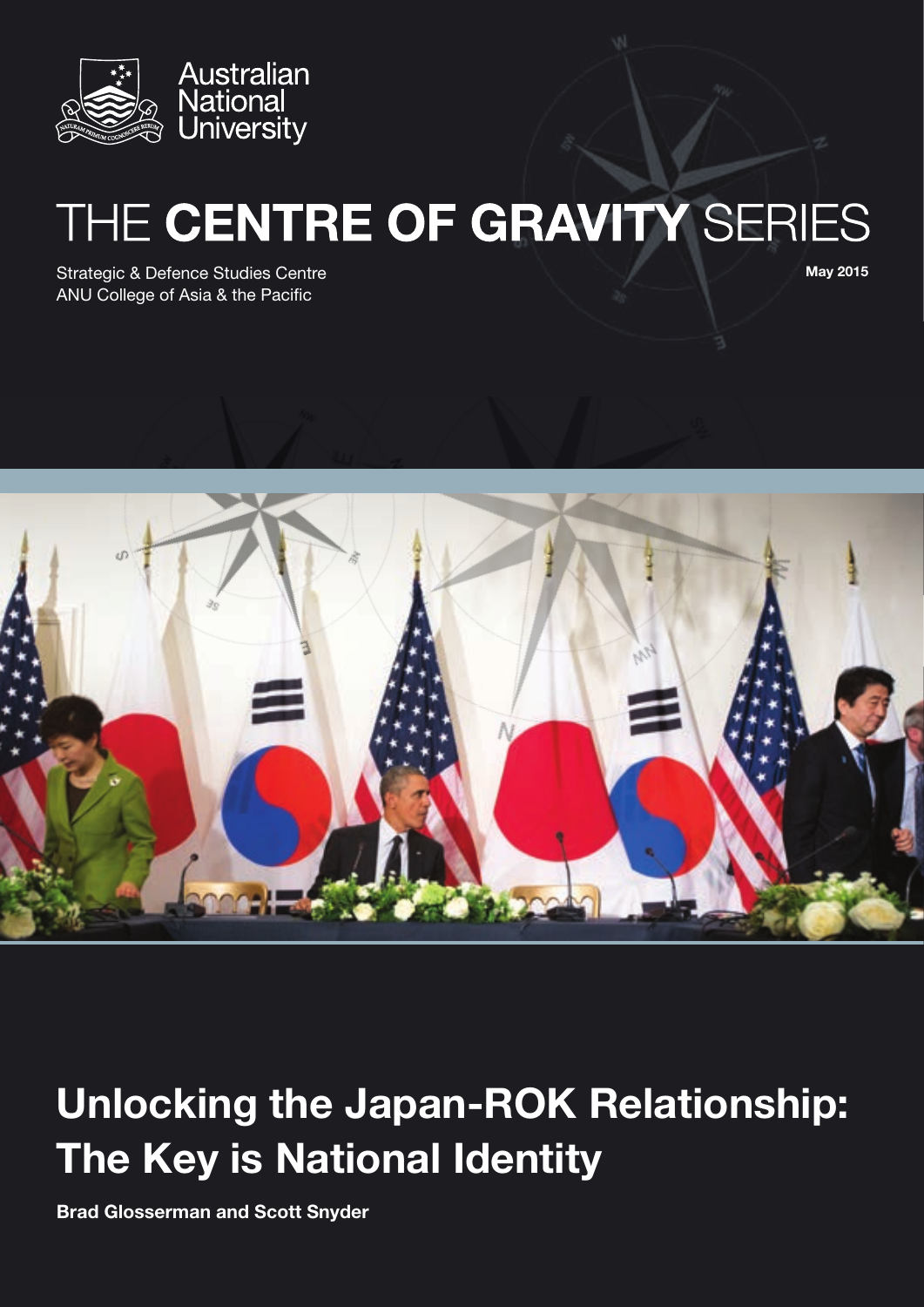Australian National University

# THE **CENTRE OF GRAVITY** SERIES

Strategic & Defence Studies Centre
ANU College of Asia & the Pacific

**May 2015**

# Unlocking the Japan-ROK Relationship: The Key is National Identity

**Brad Glosserman and Scott Snyder**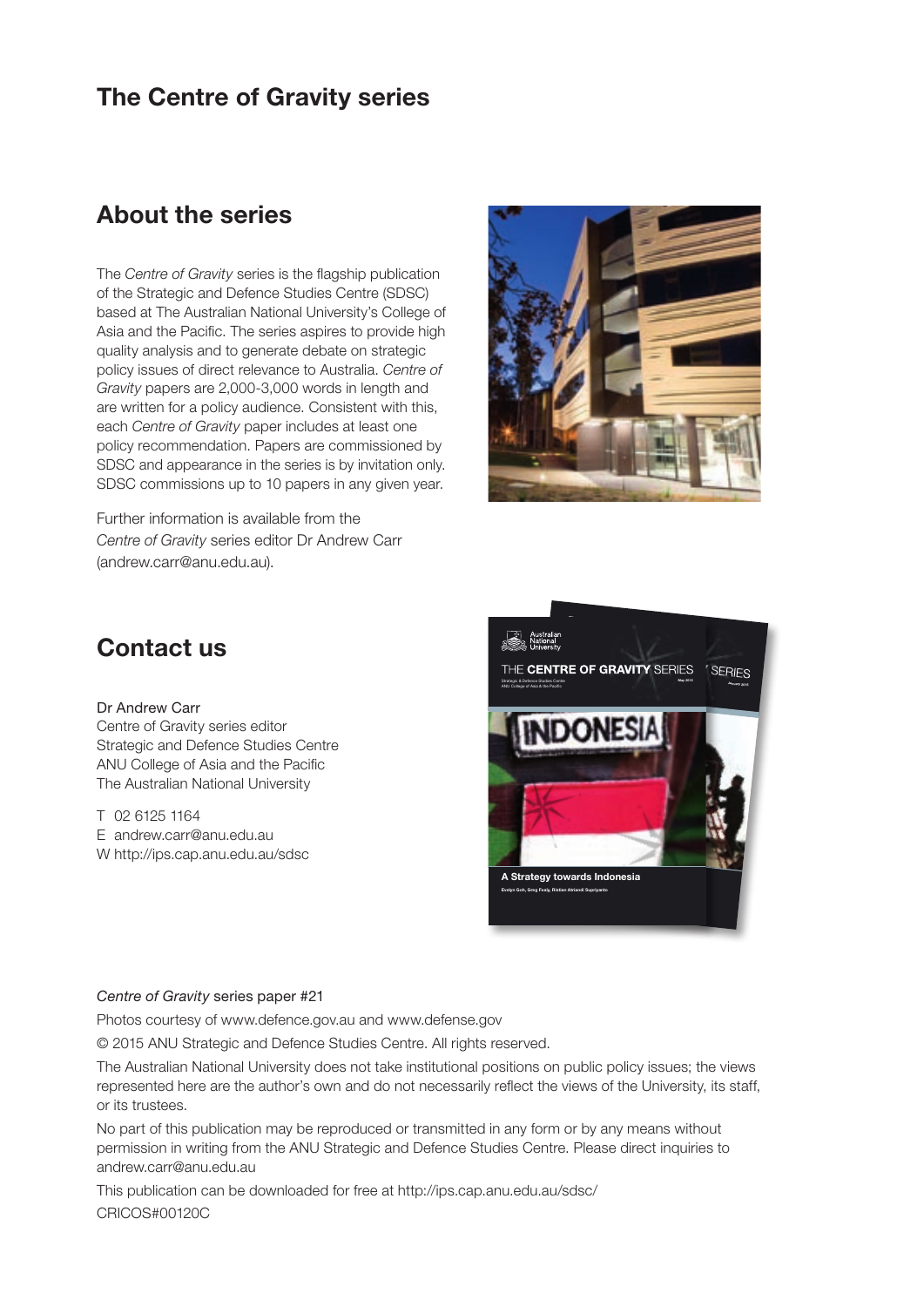# The Centre of Gravity series

## About the series

The *Centre of Gravity* series is the flagship publication of the Strategic and Defence Studies Centre (SDSC) based at The Australian National University's College of Asia and the Pacific. The series aspires to provide high quality analysis and to generate debate on strategic policy issues of direct relevance to Australia. *Centre of Gravity* papers are 2,000-3,000 words in length and are written for a policy audience. Consistent with this, each *Centre of Gravity* paper includes at least one policy recommendation. Papers are commissioned by SDSC and appearance in the series is by invitation only. SDSC commissions up to 10 papers in any given year.

Further information is available from the *Centre of Gravity* series editor Dr Andrew Carr (andrew.carr@anu.edu.au).

## Contact us

Dr Andrew Carr
Centre of Gravity series editor
Strategic and Defence Studies Centre
ANU College of Asia and the Pacific
The Australian National University

T 02 6125 1164
E andrew.carr@anu.edu.au
W http://ips.cap.anu.edu.au/sdsc

*Centre of Gravity* series paper #21

Photos courtesy of www.defence.gov.au and www.defense.gov

© 2015 ANU Strategic and Defence Studies Centre. All rights reserved.

The Australian National University does not take institutional positions on public policy issues; the views represented here are the author's own and do not necessarily reflect the views of the University, its staff, or its trustees.

No part of this publication may be reproduced or transmitted in any form or by any means without permission in writing from the ANU Strategic and Defence Studies Centre. Please direct inquiries to andrew.carr@anu.edu.au

This publication can be downloaded for free at http://ips.cap.anu.edu.au/sdsc/

CRICOS#00120C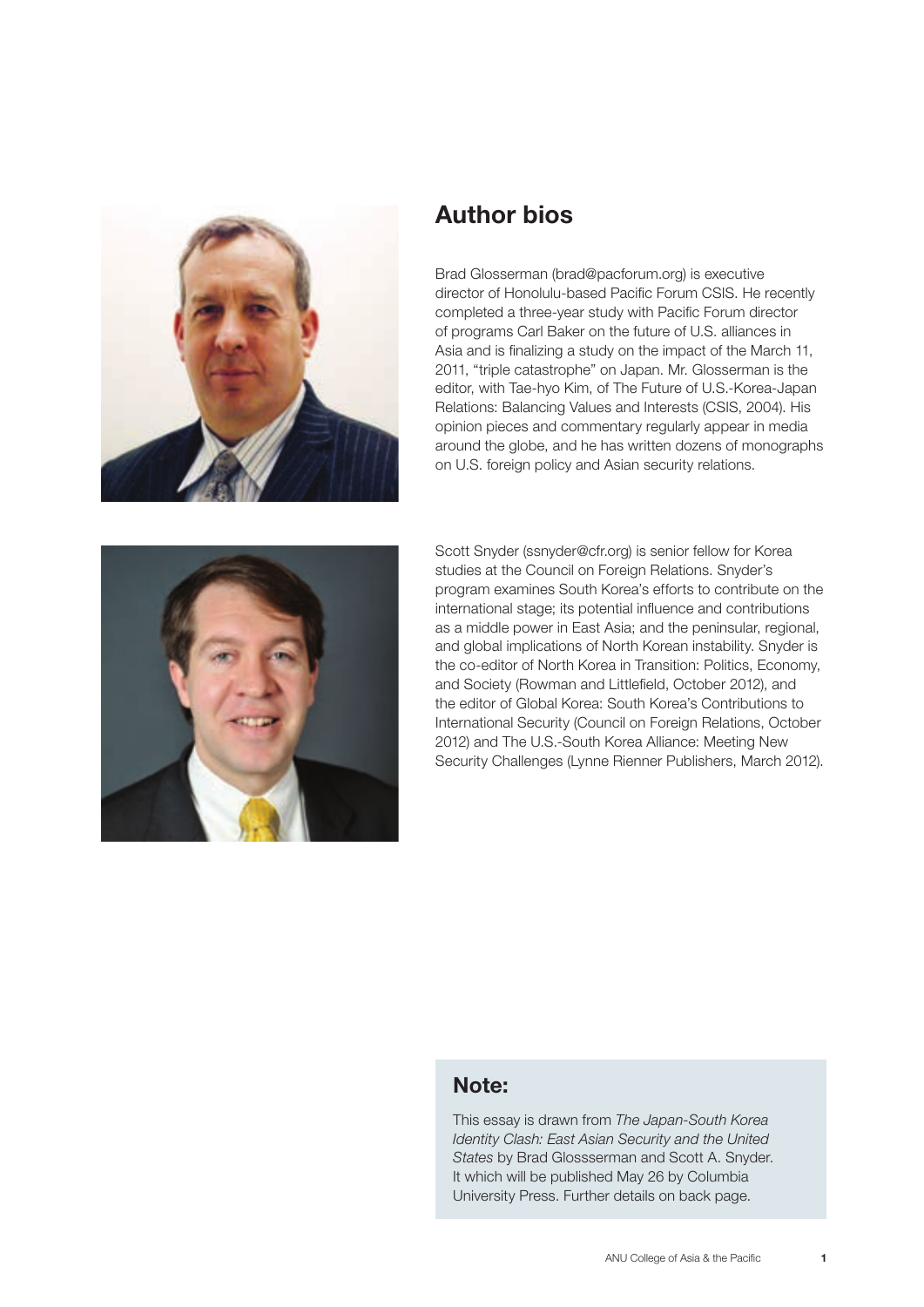## Author bios

Brad Glosserman (brad@pacforum.org) is executive director of Honolulu-based Pacific Forum CSIS. He recently completed a three-year study with Pacific Forum director of programs Carl Baker on the future of U.S. alliances in Asia and is finalizing a study on the impact of the March 11, 2011, "triple catastrophe" on Japan. Mr. Glosserman is the editor, with Tae-hyo Kim, of The Future of U.S.-Korea-Japan Relations: Balancing Values and Interests (CSIS, 2004). His opinion pieces and commentary regularly appear in media around the globe, and he has written dozens of monographs on U.S. foreign policy and Asian security relations.

Scott Snyder (ssnyder@cfr.org) is senior fellow for Korea studies at the Council on Foreign Relations. Snyder's program examines South Korea's efforts to contribute on the international stage; its potential influence and contributions as a middle power in East Asia; and the peninsular, regional, and global implications of North Korean instability. Snyder is the co-editor of North Korea in Transition: Politics, Economy, and Society (Rowman and Littlefield, October 2012), and the editor of Global Korea: South Korea's Contributions to International Security (Council on Foreign Relations, October 2012) and The U.S.-South Korea Alliance: Meeting New Security Challenges (Lynne Rienner Publishers, March 2012).

### Note:

This essay is drawn from *The Japan-South Korea Identity Clash: East Asian Security and the United States* by Brad Glossserman and Scott A. Snyder. It which will be published May 26 by Columbia University Press. Further details on back page.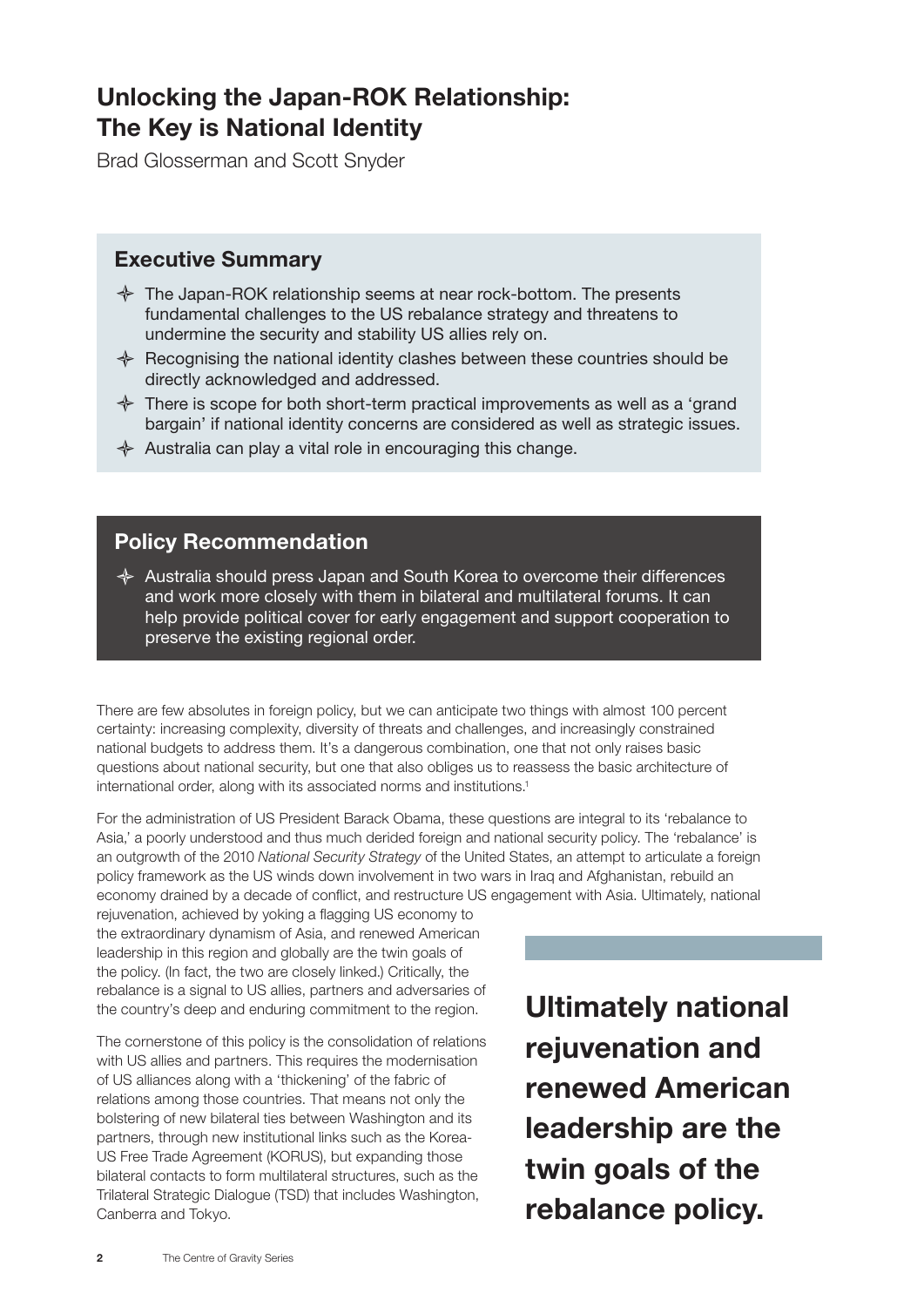# Unlocking the Japan-ROK Relationship: The Key is National Identity

Brad Glosserman and Scott Snyder

## Executive Summary

- The Japan-ROK relationship seems at near rock-bottom. The presents fundamental challenges to the US rebalance strategy and threatens to undermine the security and stability US allies rely on.
- Recognising the national identity clashes between these countries should be directly acknowledged and addressed.
- There is scope for both short-term practical improvements as well as a 'grand bargain' if national identity concerns are considered as well as strategic issues.
- Australia can play a vital role in encouraging this change.

## Policy Recommendation

- Australia should press Japan and South Korea to overcome their differences and work more closely with them in bilateral and multilateral forums. It can help provide political cover for early engagement and support cooperation to preserve the existing regional order.

There are few absolutes in foreign policy, but we can anticipate two things with almost 100 percent certainty: increasing complexity, diversity of threats and challenges, and increasingly constrained national budgets to address them. It's a dangerous combination, one that not only raises basic questions about national security, but one that also obliges us to reassess the basic architecture of international order, along with its associated norms and institutions.[1]

For the administration of US President Barack Obama, these questions are integral to its 'rebalance to Asia,' a poorly understood and thus much derided foreign and national security policy. The 'rebalance' is an outgrowth of the 2010 *National Security Strategy* of the United States, an attempt to articulate a foreign policy framework as the US winds down involvement in two wars in Iraq and Afghanistan, rebuild an economy drained by a decade of conflict, and restructure US engagement with Asia. Ultimately, national rejuvenation, achieved by yoking a flagging US economy to the extraordinary dynamism of Asia, and renewed American leadership in this region and globally are the twin goals of the policy. (In fact, the two are closely linked.) Critically, the rebalance is a signal to US allies, partners and adversaries of the country's deep and enduring commitment to the region.

**Ultimately national rejuvenation and renewed American leadership are the twin goals of the rebalance policy.**

The cornerstone of this policy is the consolidation of relations with US allies and partners. This requires the modernisation of US alliances along with a 'thickening' of the fabric of relations among those countries. That means not only the bolstering of new bilateral ties between Washington and its partners, through new institutional links such as the Korea-US Free Trade Agreement (KORUS), but expanding those bilateral contacts to form multilateral structures, such as the Trilateral Strategic Dialogue (TSD) that includes Washington, Canberra and Tokyo.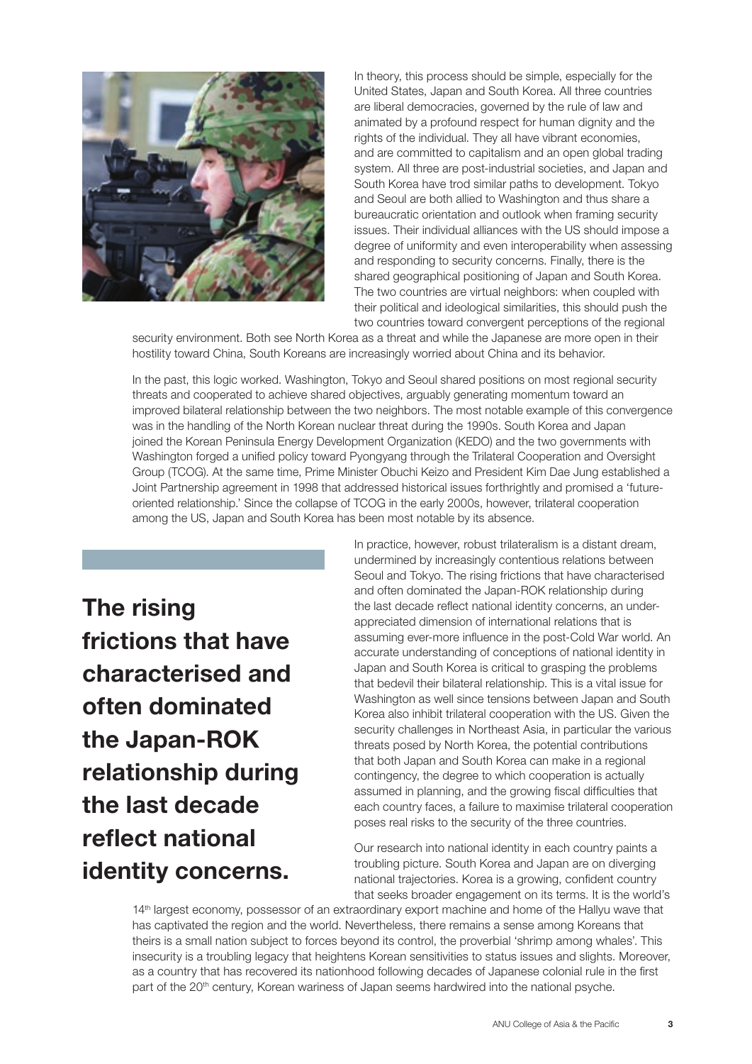In theory, this process should be simple, especially for the United States, Japan and South Korea. All three countries are liberal democracies, governed by the rule of law and animated by a profound respect for human dignity and the rights of the individual. They all have vibrant economies, and are committed to capitalism and an open global trading system. All three are post-industrial societies, and Japan and South Korea have trod similar paths to development. Tokyo and Seoul are both allied to Washington and thus share a bureaucratic orientation and outlook when framing security issues. Their individual alliances with the US should impose a degree of uniformity and even interoperability when assessing and responding to security concerns. Finally, there is the shared geographical positioning of Japan and South Korea. The two countries are virtual neighbors: when coupled with their political and ideological similarities, this should push the two countries toward convergent perceptions of the regional security environment. Both see North Korea as a threat and while the Japanese are more open in their hostility toward China, South Koreans are increasingly worried about China and its behavior.

In the past, this logic worked. Washington, Tokyo and Seoul shared positions on most regional security threats and cooperated to achieve shared objectives, arguably generating momentum toward an improved bilateral relationship between the two neighbors. The most notable example of this convergence was in the handling of the North Korean nuclear threat during the 1990s. South Korea and Japan joined the Korean Peninsula Energy Development Organization (KEDO) and the two governments with Washington forged a unified policy toward Pyongyang through the Trilateral Cooperation and Oversight Group (TCOG). At the same time, Prime Minister Obuchi Keizo and President Kim Dae Jung established a Joint Partnership agreement in 1998 that addressed historical issues forthrightly and promised a 'future-oriented relationship.' Since the collapse of TCOG in the early 2000s, however, trilateral cooperation among the US, Japan and South Korea has been most notable by its absence.

**The rising frictions that have characterised and often dominated the Japan-ROK relationship during the last decade reflect national identity concerns.**

In practice, however, robust trilateralism is a distant dream, undermined by increasingly contentious relations between Seoul and Tokyo. The rising frictions that have characterised and often dominated the Japan-ROK relationship during the last decade reflect national identity concerns, an under-appreciated dimension of international relations that is assuming ever-more influence in the post-Cold War world. An accurate understanding of conceptions of national identity in Japan and South Korea is critical to grasping the problems that bedevil their bilateral relationship. This is a vital issue for Washington as well since tensions between Japan and South Korea also inhibit trilateral cooperation with the US. Given the security challenges in Northeast Asia, in particular the various threats posed by North Korea, the potential contributions that both Japan and South Korea can make in a regional contingency, the degree to which cooperation is actually assumed in planning, and the growing fiscal difficulties that each country faces, a failure to maximise trilateral cooperation poses real risks to the security of the three countries.

Our research into national identity in each country paints a troubling picture. South Korea and Japan are on diverging national trajectories. Korea is a growing, confident country that seeks broader engagement on its terms. It is the world's 14th largest economy, possessor of an extraordinary export machine and home of the Hallyu wave that has captivated the region and the world. Nevertheless, there remains a sense among Koreans that theirs is a small nation subject to forces beyond its control, the proverbial 'shrimp among whales'. This insecurity is a troubling legacy that heightens Korean sensitivities to status issues and slights. Moreover, as a country that has recovered its nationhood following decades of Japanese colonial rule in the first part of the 20th century, Korean wariness of Japan seems hardwired into the national psyche.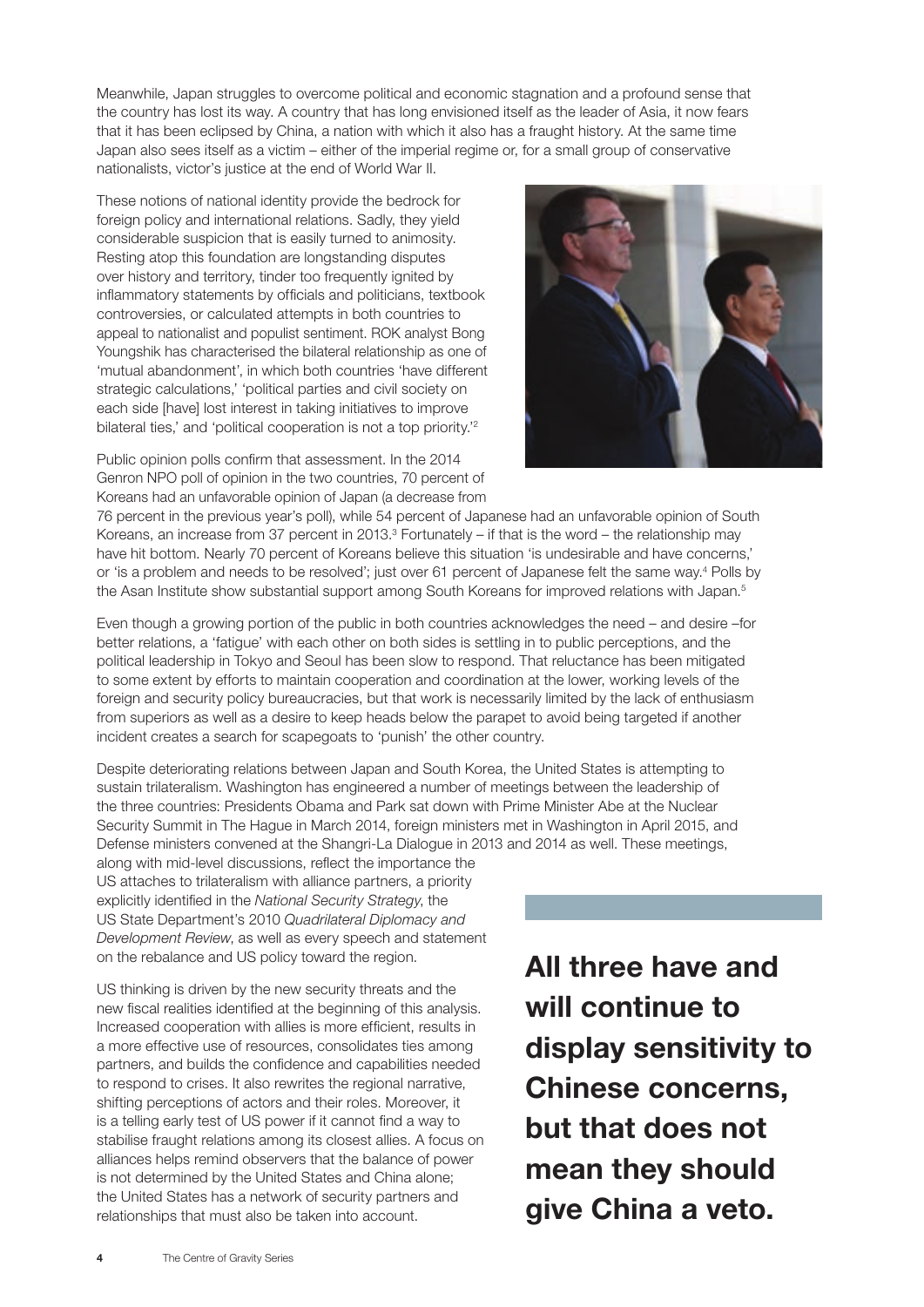Meanwhile, Japan struggles to overcome political and economic stagnation and a profound sense that the country has lost its way. A country that has long envisioned itself as the leader of Asia, it now fears that it has been eclipsed by China, a nation with which it also has a fraught history. At the same time Japan also sees itself as a victim – either of the imperial regime or, for a small group of conservative nationalists, victor's justice at the end of World War II.

These notions of national identity provide the bedrock for foreign policy and international relations. Sadly, they yield considerable suspicion that is easily turned to animosity. Resting atop this foundation are longstanding disputes over history and territory, tinder too frequently ignited by inflammatory statements by officials and politicians, textbook controversies, or calculated attempts in both countries to appeal to nationalist and populist sentiment. ROK analyst Bong Youngshik has characterised the bilateral relationship as one of 'mutual abandonment', in which both countries 'have different strategic calculations,' 'political parties and civil society on each side [have] lost interest in taking initiatives to improve bilateral ties,' and 'political cooperation is not a top priority.'[2]

Public opinion polls confirm that assessment. In the 2014 Genron NPO poll of opinion in the two countries, 70 percent of Koreans had an unfavorable opinion of Japan (a decrease from 76 percent in the previous year's poll), while 54 percent of Japanese had an unfavorable opinion of South Koreans, an increase from 37 percent in 2013.[3] Fortunately – if that is the word – the relationship may have hit bottom. Nearly 70 percent of Koreans believe this situation 'is undesirable and have concerns,' or 'is a problem and needs to be resolved'; just over 61 percent of Japanese felt the same way.[4] Polls by the Asan Institute show substantial support among South Koreans for improved relations with Japan.[5]

Even though a growing portion of the public in both countries acknowledges the need – and desire –for better relations, a 'fatigue' with each other on both sides is settling in to public perceptions, and the political leadership in Tokyo and Seoul has been slow to respond. That reluctance has been mitigated to some extent by efforts to maintain cooperation and coordination at the lower, working levels of the foreign and security policy bureaucracies, but that work is necessarily limited by the lack of enthusiasm from superiors as well as a desire to keep heads below the parapet to avoid being targeted if another incident creates a search for scapegoats to 'punish' the other country.

Despite deteriorating relations between Japan and South Korea, the United States is attempting to sustain trilateralism. Washington has engineered a number of meetings between the leadership of the three countries: Presidents Obama and Park sat down with Prime Minister Abe at the Nuclear Security Summit in The Hague in March 2014, foreign ministers met in Washington in April 2015, and Defense ministers convened at the Shangri-La Dialogue in 2013 and 2014 as well. These meetings, along with mid-level discussions, reflect the importance the US attaches to trilateralism with alliance partners, a priority explicitly identified in the *National Security Strategy*, the US State Department's 2010 *Quadrilateral Diplomacy and Development Review*, as well as every speech and statement on the rebalance and US policy toward the region.

US thinking is driven by the new security threats and the new fiscal realities identified at the beginning of this analysis. Increased cooperation with allies is more efficient, results in a more effective use of resources, consolidates ties among partners, and builds the confidence and capabilities needed to respond to crises. It also rewrites the regional narrative, shifting perceptions of actors and their roles. Moreover, it is a telling early test of US power if it cannot find a way to stabilise fraught relations among its closest allies. A focus on alliances helps remind observers that the balance of power is not determined by the United States and China alone; the United States has a network of security partners and relationships that must also be taken into account.

**All three have and will continue to display sensitivity to Chinese concerns, but that does not mean they should give China a veto.**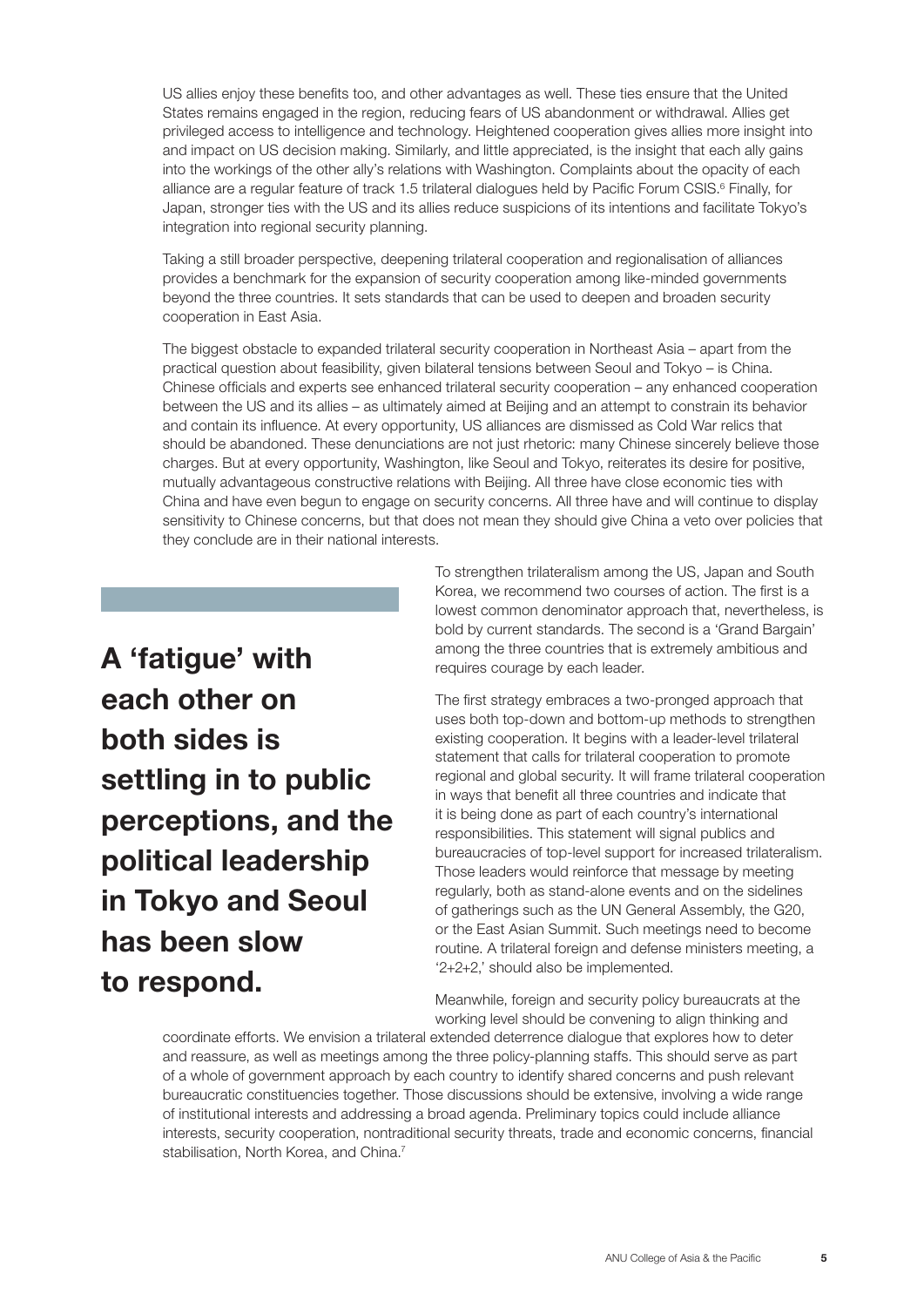US allies enjoy these benefits too, and other advantages as well. These ties ensure that the United States remains engaged in the region, reducing fears of US abandonment or withdrawal. Allies get privileged access to intelligence and technology. Heightened cooperation gives allies more insight into and impact on US decision making. Similarly, and little appreciated, is the insight that each ally gains into the workings of the other ally's relations with Washington. Complaints about the opacity of each alliance are a regular feature of track 1.5 trilateral dialogues held by Pacific Forum CSIS.[6] Finally, for Japan, stronger ties with the US and its allies reduce suspicions of its intentions and facilitate Tokyo's integration into regional security planning.

Taking a still broader perspective, deepening trilateral cooperation and regionalisation of alliances provides a benchmark for the expansion of security cooperation among like-minded governments beyond the three countries. It sets standards that can be used to deepen and broaden security cooperation in East Asia.

The biggest obstacle to expanded trilateral security cooperation in Northeast Asia – apart from the practical question about feasibility, given bilateral tensions between Seoul and Tokyo – is China. Chinese officials and experts see enhanced trilateral security cooperation – any enhanced cooperation between the US and its allies – as ultimately aimed at Beijing and an attempt to constrain its behavior and contain its influence. At every opportunity, US alliances are dismissed as Cold War relics that should be abandoned. These denunciations are not just rhetoric: many Chinese sincerely believe those charges. But at every opportunity, Washington, like Seoul and Tokyo, reiterates its desire for positive, mutually advantageous constructive relations with Beijing. All three have close economic ties with China and have even begun to engage on security concerns. All three have and will continue to display sensitivity to Chinese concerns, but that does not mean they should give China a veto over policies that they conclude are in their national interests.

**A 'fatigue' with each other on both sides is settling in to public perceptions, and the political leadership in Tokyo and Seoul has been slow to respond.**

To strengthen trilateralism among the US, Japan and South Korea, we recommend two courses of action. The first is a lowest common denominator approach that, nevertheless, is bold by current standards. The second is a 'Grand Bargain' among the three countries that is extremely ambitious and requires courage by each leader.

The first strategy embraces a two-pronged approach that uses both top-down and bottom-up methods to strengthen existing cooperation. It begins with a leader-level trilateral statement that calls for trilateral cooperation to promote regional and global security. It will frame trilateral cooperation in ways that benefit all three countries and indicate that it is being done as part of each country's international responsibilities. This statement will signal publics and bureaucracies of top-level support for increased trilateralism. Those leaders would reinforce that message by meeting regularly, both as stand-alone events and on the sidelines of gatherings such as the UN General Assembly, the G20, or the East Asian Summit. Such meetings need to become routine. A trilateral foreign and defense ministers meeting, a '2+2+2,' should also be implemented.

Meanwhile, foreign and security policy bureaucrats at the working level should be convening to align thinking and coordinate efforts. We envision a trilateral extended deterrence dialogue that explores how to deter and reassure, as well as meetings among the three policy-planning staffs. This should serve as part of a whole of government approach by each country to identify shared concerns and push relevant bureaucratic constituencies together. Those discussions should be extensive, involving a wide range of institutional interests and addressing a broad agenda. Preliminary topics could include alliance interests, security cooperation, nontraditional security threats, trade and economic concerns, financial stabilisation, North Korea, and China.[7]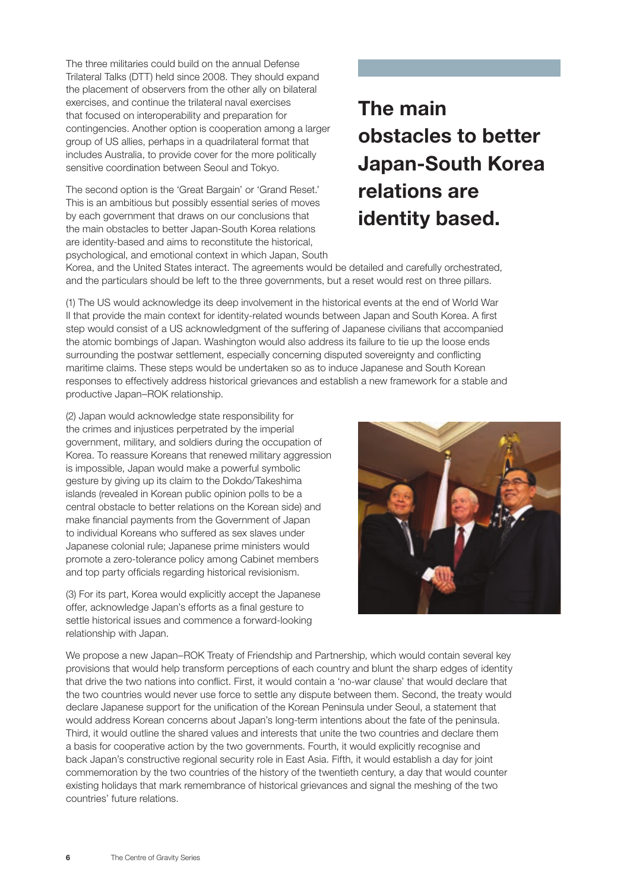The three militaries could build on the annual Defense Trilateral Talks (DTT) held since 2008. They should expand the placement of observers from the other ally on bilateral exercises, and continue the trilateral naval exercises that focused on interoperability and preparation for contingencies. Another option is cooperation among a larger group of US allies, perhaps in a quadrilateral format that includes Australia, to provide cover for the more politically sensitive coordination between Seoul and Tokyo.

**The main obstacles to better Japan-South Korea relations are identity based.**

The second option is the 'Great Bargain' or 'Grand Reset.' This is an ambitious but possibly essential series of moves by each government that draws on our conclusions that the main obstacles to better Japan-South Korea relations are identity-based and aims to reconstitute the historical, psychological, and emotional context in which Japan, South Korea, and the United States interact. The agreements would be detailed and carefully orchestrated, and the particulars should be left to the three governments, but a reset would rest on three pillars.

(1) The US would acknowledge its deep involvement in the historical events at the end of World War II that provide the main context for identity-related wounds between Japan and South Korea. A first step would consist of a US acknowledgment of the suffering of Japanese civilians that accompanied the atomic bombings of Japan. Washington would also address its failure to tie up the loose ends surrounding the postwar settlement, especially concerning disputed sovereignty and conflicting maritime claims. These steps would be undertaken so as to induce Japanese and South Korean responses to effectively address historical grievances and establish a new framework for a stable and productive Japan–ROK relationship.

(2) Japan would acknowledge state responsibility for the crimes and injustices perpetrated by the imperial government, military, and soldiers during the occupation of Korea. To reassure Koreans that renewed military aggression is impossible, Japan would make a powerful symbolic gesture by giving up its claim to the Dokdo/Takeshima islands (revealed in Korean public opinion polls to be a central obstacle to better relations on the Korean side) and make financial payments from the Government of Japan to individual Koreans who suffered as sex slaves under Japanese colonial rule; Japanese prime ministers would promote a zero-tolerance policy among Cabinet members and top party officials regarding historical revisionism.

(3) For its part, Korea would explicitly accept the Japanese offer, acknowledge Japan's efforts as a final gesture to settle historical issues and commence a forward-looking relationship with Japan.

We propose a new Japan–ROK Treaty of Friendship and Partnership, which would contain several key provisions that would help transform perceptions of each country and blunt the sharp edges of identity that drive the two nations into conflict. First, it would contain a 'no-war clause' that would declare that the two countries would never use force to settle any dispute between them. Second, the treaty would declare Japanese support for the unification of the Korean Peninsula under Seoul, a statement that would address Korean concerns about Japan's long-term intentions about the fate of the peninsula. Third, it would outline the shared values and interests that unite the two countries and declare them a basis for cooperative action by the two governments. Fourth, it would explicitly recognise and back Japan's constructive regional security role in East Asia. Fifth, it would establish a day for joint commemoration by the two countries of the history of the twentieth century, a day that would counter existing holidays that mark remembrance of historical grievances and signal the meshing of the two countries' future relations.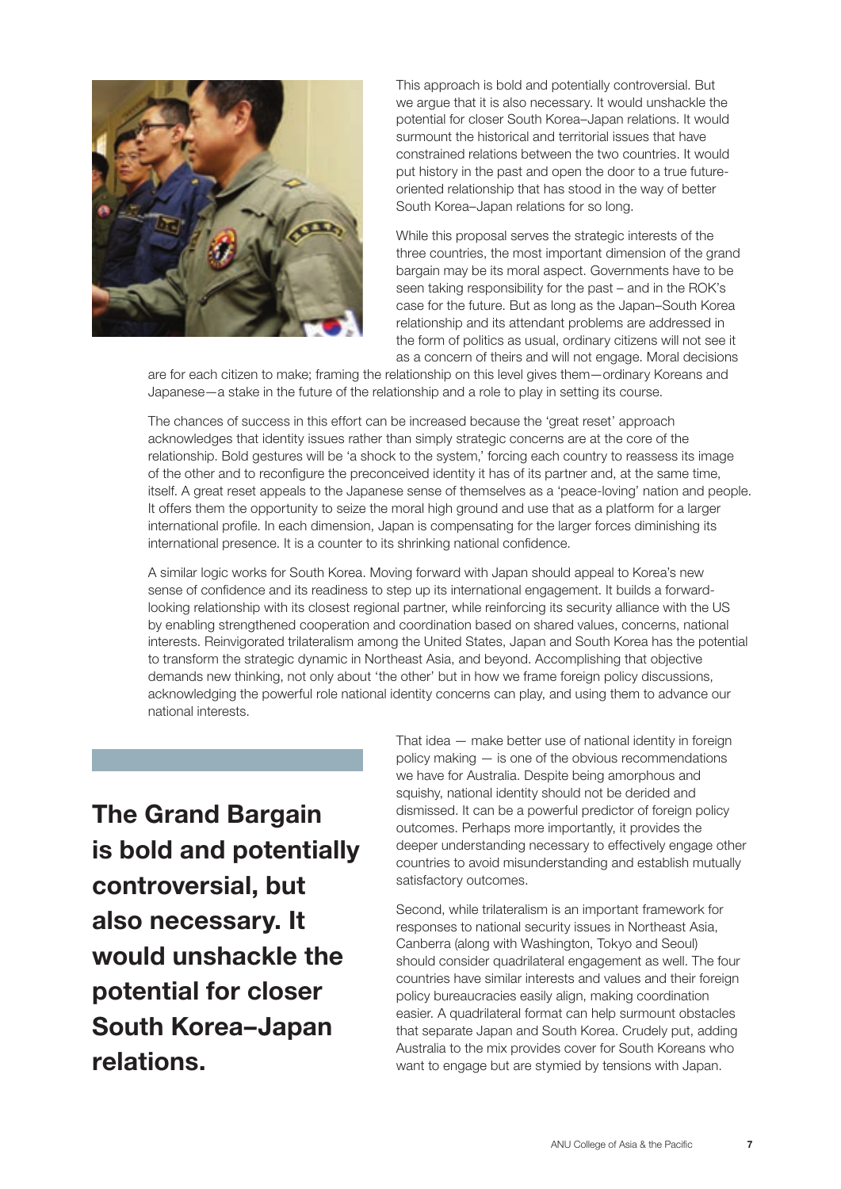This approach is bold and potentially controversial. But we argue that it is also necessary. It would unshackle the potential for closer South Korea–Japan relations. It would surmount the historical and territorial issues that have constrained relations between the two countries. It would put history in the past and open the door to a true future-oriented relationship that has stood in the way of better South Korea–Japan relations for so long.

While this proposal serves the strategic interests of the three countries, the most important dimension of the grand bargain may be its moral aspect. Governments have to be seen taking responsibility for the past – and in the ROK's case for the future. But as long as the Japan–South Korea relationship and its attendant problems are addressed in the form of politics as usual, ordinary citizens will not see it as a concern of theirs and will not engage. Moral decisions are for each citizen to make; framing the relationship on this level gives them—ordinary Koreans and Japanese—a stake in the future of the relationship and a role to play in setting its course.

The chances of success in this effort can be increased because the 'great reset' approach acknowledges that identity issues rather than simply strategic concerns are at the core of the relationship. Bold gestures will be 'a shock to the system,' forcing each country to reassess its image of the other and to reconfigure the preconceived identity it has of its partner and, at the same time, itself. A great reset appeals to the Japanese sense of themselves as a 'peace-loving' nation and people. It offers them the opportunity to seize the moral high ground and use that as a platform for a larger international profile. In each dimension, Japan is compensating for the larger forces diminishing its international presence. It is a counter to its shrinking national confidence.

A similar logic works for South Korea. Moving forward with Japan should appeal to Korea's new sense of confidence and its readiness to step up its international engagement. It builds a forward-looking relationship with its closest regional partner, while reinforcing its security alliance with the US by enabling strengthened cooperation and coordination based on shared values, concerns, national interests. Reinvigorated trilateralism among the United States, Japan and South Korea has the potential to transform the strategic dynamic in Northeast Asia, and beyond. Accomplishing that objective demands new thinking, not only about 'the other' but in how we frame foreign policy discussions, acknowledging the powerful role national identity concerns can play, and using them to advance our national interests.

**The Grand Bargain is bold and potentially controversial, but also necessary. It would unshackle the potential for closer South Korea–Japan relations.**

That idea — make better use of national identity in foreign policy making — is one of the obvious recommendations we have for Australia. Despite being amorphous and squishy, national identity should not be derided and dismissed. It can be a powerful predictor of foreign policy outcomes. Perhaps more importantly, it provides the deeper understanding necessary to effectively engage other countries to avoid misunderstanding and establish mutually satisfactory outcomes.

Second, while trilateralism is an important framework for responses to national security issues in Northeast Asia, Canberra (along with Washington, Tokyo and Seoul) should consider quadrilateral engagement as well. The four countries have similar interests and values and their foreign policy bureaucracies easily align, making coordination easier. A quadrilateral format can help surmount obstacles that separate Japan and South Korea. Crudely put, adding Australia to the mix provides cover for South Koreans who want to engage but are stymied by tensions with Japan.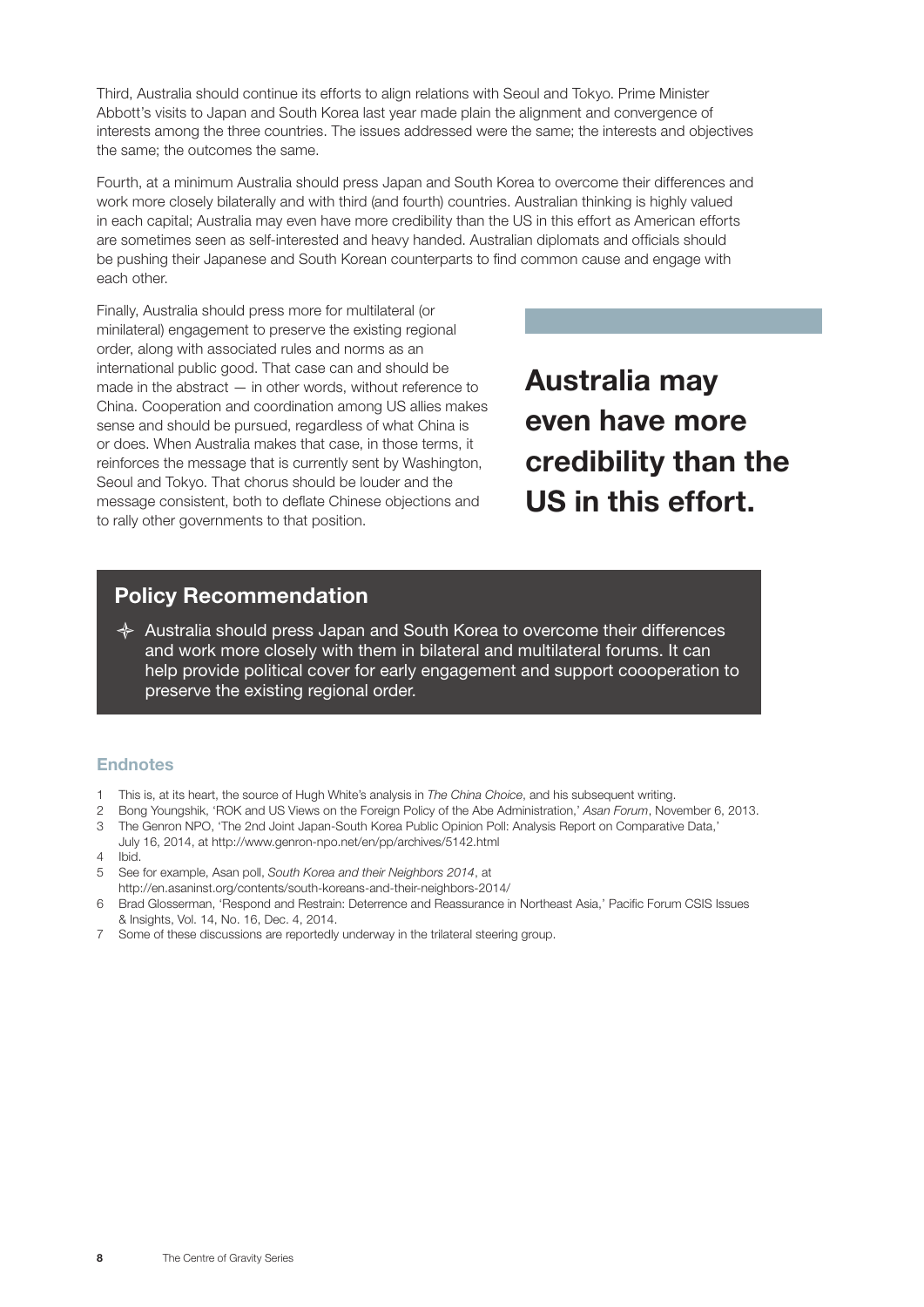Third, Australia should continue its efforts to align relations with Seoul and Tokyo. Prime Minister Abbott's visits to Japan and South Korea last year made plain the alignment and convergence of interests among the three countries. The issues addressed were the same; the interests and objectives the same; the outcomes the same.

Fourth, at a minimum Australia should press Japan and South Korea to overcome their differences and work more closely bilaterally and with third (and fourth) countries. Australian thinking is highly valued in each capital; Australia may even have more credibility than the US in this effort as American efforts are sometimes seen as self-interested and heavy handed. Australian diplomats and officials should be pushing their Japanese and South Korean counterparts to find common cause and engage with each other.

Finally, Australia should press more for multilateral (or minilateral) engagement to preserve the existing regional order, along with associated rules and norms as an international public good. That case can and should be made in the abstract — in other words, without reference to China. Cooperation and coordination among US allies makes sense and should be pursued, regardless of what China is or does. When Australia makes that case, in those terms, it reinforces the message that is currently sent by Washington, Seoul and Tokyo. That chorus should be louder and the message consistent, both to deflate Chinese objections and to rally other governments to that position.

**Australia may even have more credibility than the US in this effort.**

## Policy Recommendation

- Australia should press Japan and South Korea to overcome their differences and work more closely with them in bilateral and multilateral forums. It can help provide political cover for early engagement and support coooperation to preserve the existing regional order.

### Endnotes

1. This is, at its heart, the source of Hugh White's analysis in *The China Choice*, and his subsequent writing.
2. Bong Youngshik, 'ROK and US Views on the Foreign Policy of the Abe Administration,' *Asan Forum*, November 6, 2013.
3. The Genron NPO, 'The 2nd Joint Japan-South Korea Public Opinion Poll: Analysis Report on Comparative Data,' July 16, 2014, at http://www.genron-npo.net/en/pp/archives/5142.html
4. Ibid.
5. See for example, Asan poll, *South Korea and their Neighbors 2014*, at http://en.asaninst.org/contents/south-koreans-and-their-neighbors-2014/
6. Brad Glosserman, 'Respond and Restrain: Deterrence and Reassurance in Northeast Asia,' Pacific Forum CSIS Issues & Insights, Vol. 14, No. 16, Dec. 4, 2014.
7. Some of these discussions are reportedly underway in the trilateral steering group.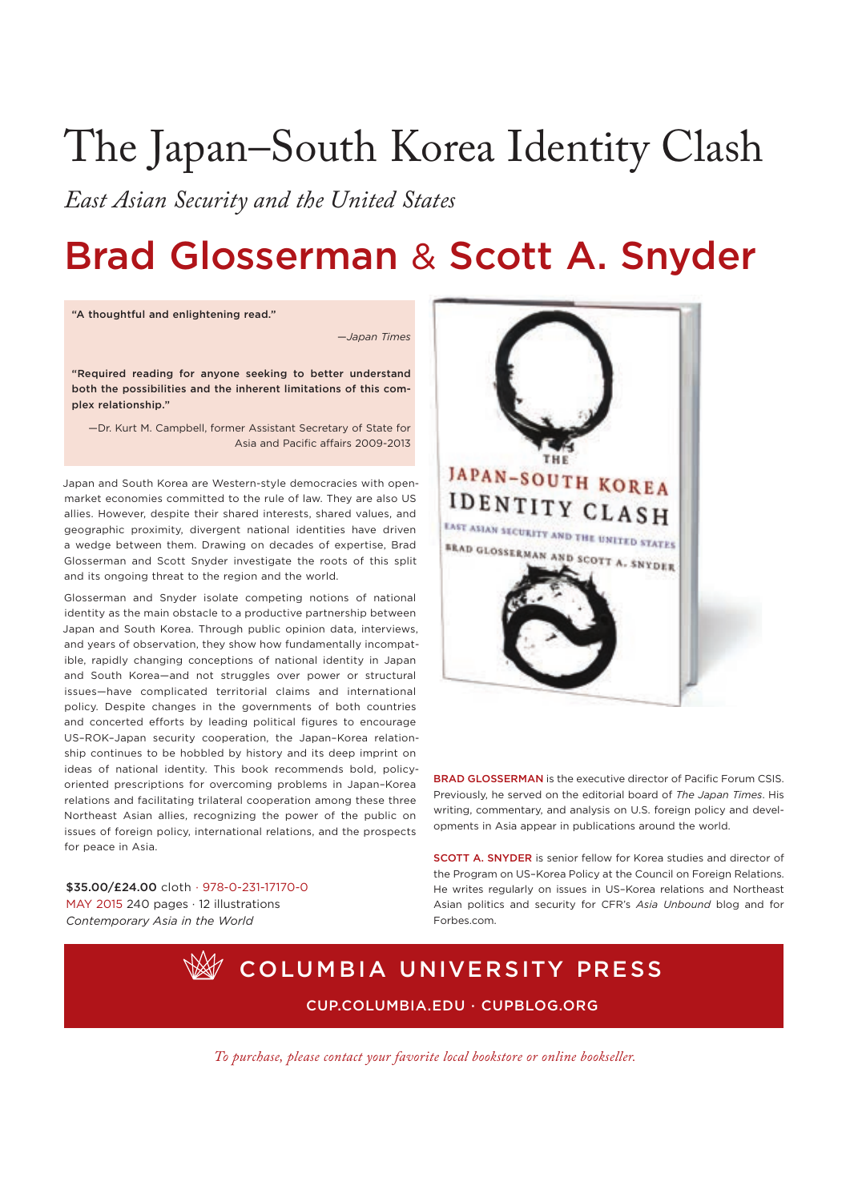# The Japan–South Korea Identity Clash

*East Asian Security and the United States*

## Brad Glosserman & Scott A. Snyder

"A thoughtful and enlightening read."

—*Japan Times*

"Required reading for anyone seeking to better understand both the possibilities and the inherent limitations of this complex relationship."

—Dr. Kurt M. Campbell, former Assistant Secretary of State for Asia and Pacific affairs 2009-2013

Japan and South Korea are Western-style democracies with open-market economies committed to the rule of law. They are also US allies. However, despite their shared interests, shared values, and geographic proximity, divergent national identities have driven a wedge between them. Drawing on decades of expertise, Brad Glosserman and Scott Snyder investigate the roots of this split and its ongoing threat to the region and the world.

Glosserman and Snyder isolate competing notions of national identity as the main obstacle to a productive partnership between Japan and South Korea. Through public opinion data, interviews, and years of observation, they show how fundamentally incompatible, rapidly changing conceptions of national identity in Japan and South Korea—and not struggles over power or structural issues—have complicated territorial claims and international policy. Despite changes in the governments of both countries and concerted efforts by leading political figures to encourage US–ROK–Japan security cooperation, the Japan–Korea relationship continues to be hobbled by history and its deep imprint on ideas of national identity. This book recommends bold, policy-oriented prescriptions for overcoming problems in Japan–Korea relations and facilitating trilateral cooperation among these three Northeast Asian allies, recognizing the power of the public on issues of foreign policy, international relations, and the prospects for peace in Asia.

**$35.00/£24.00** cloth · 978-0-231-17170-0
MAY 2015 240 pages · 12 illustrations
*Contemporary Asia in the World*

THE JAPAN–SOUTH KOREA IDENTITY CLASH
EAST ASIAN SECURITY AND THE UNITED STATES
BRAD GLOSSERMAN AND SCOTT A. SNYDER

**BRAD GLOSSERMAN** is the executive director of Pacific Forum CSIS. Previously, he served on the editorial board of *The Japan Times*. His writing, commentary, and analysis on U.S. foreign policy and developments in Asia appear in publications around the world.

**SCOTT A. SNYDER** is senior fellow for Korea studies and director of the Program on US–Korea Policy at the Council on Foreign Relations. He writes regularly on issues in US–Korea relations and Northeast Asian politics and security for CFR's *Asia Unbound* blog and for Forbes.com.

COLUMBIA UNIVERSITY PRESS

CUP.COLUMBIA.EDU · CUPBLOG.ORG

*To purchase, please contact your favorite local bookstore or online bookseller.*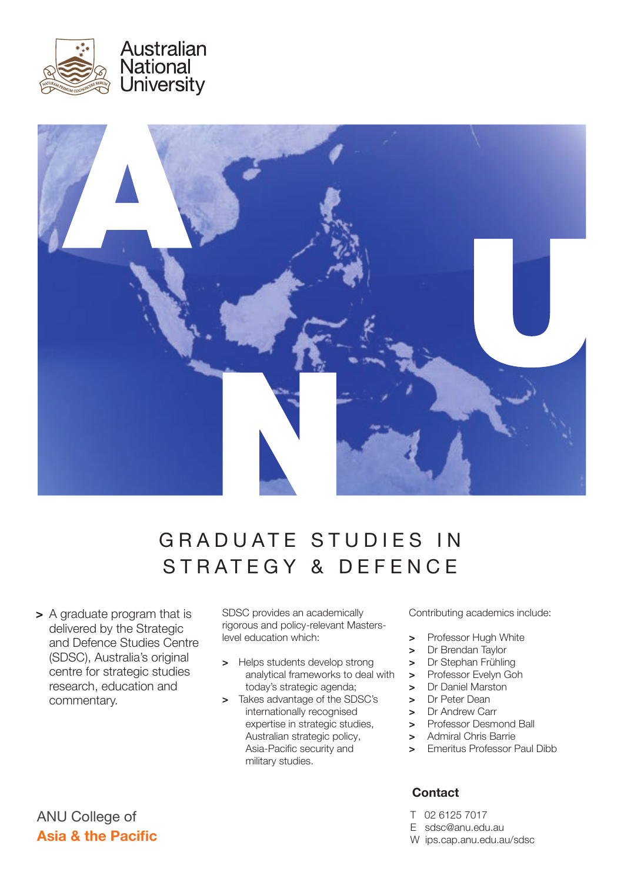Australian National University

# GRADUATE STUDIES IN STRATEGY & DEFENCE

> A graduate program that is delivered by the Strategic and Defence Studies Centre (SDSC), Australia's original centre for strategic studies research, education and commentary.

SDSC provides an academically rigorous and policy-relevant Masters-level education which:

- Helps students develop strong analytical frameworks to deal with today's strategic agenda;
- Takes advantage of the SDSC's internationally recognised expertise in strategic studies, Australian strategic policy, Asia-Pacific security and military studies.

Contributing academics include:

- Professor Hugh White
- Dr Brendan Taylor
- Dr Stephan Frühling
- Professor Evelyn Goh
- Dr Daniel Marston
- Dr Peter Dean
- Dr Andrew Carr
- Professor Desmond Ball
- Admiral Chris Barrie
- Emeritus Professor Paul Dibb

**Contact**

T 02 6125 7017
E sdsc@anu.edu.au
W ips.cap.anu.edu.au/sdsc

ANU College of
**Asia & the Pacific**